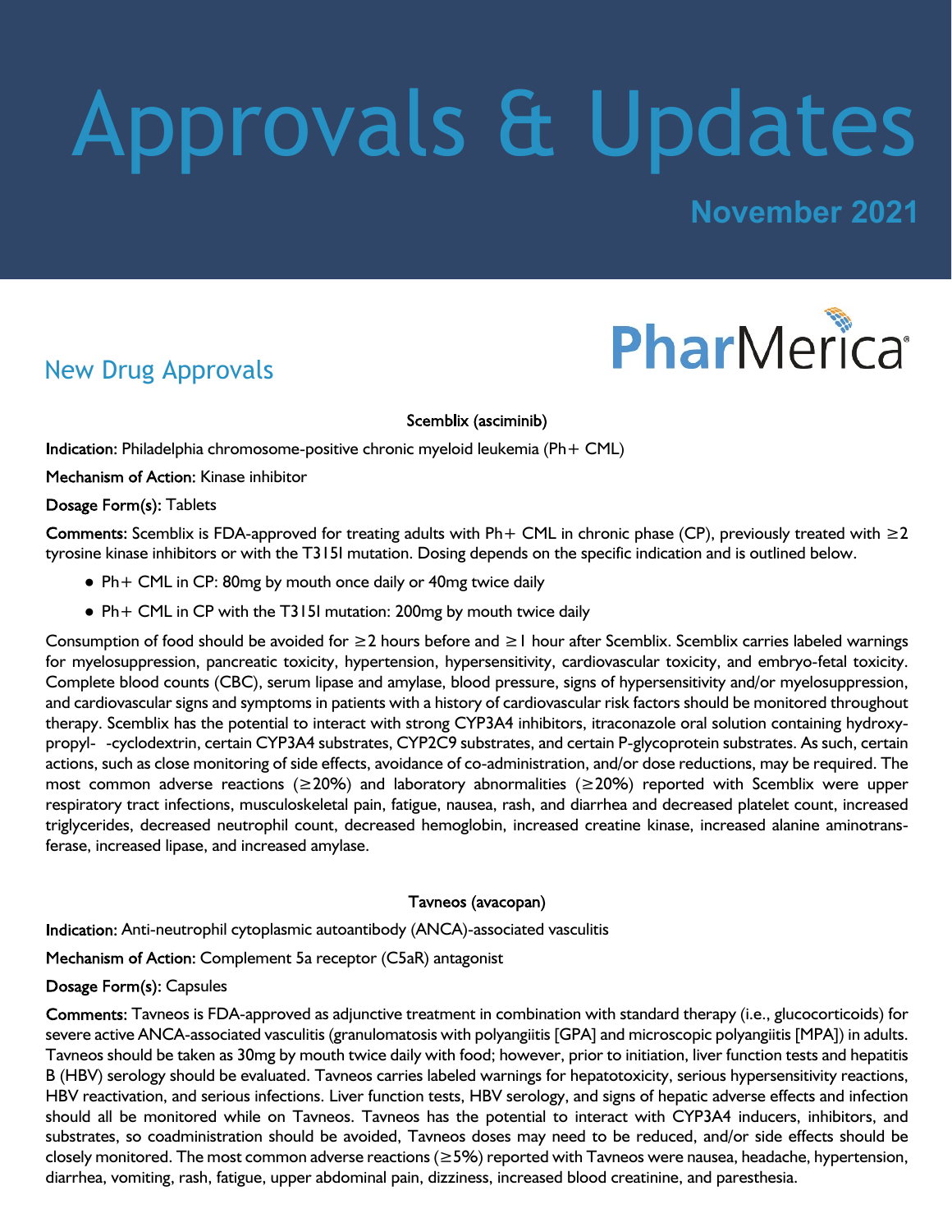# Approvals & Updates

**November 2021**

PharMerica

## New Drug Approvals

### Scemblix (asciminib)

**Indication:** Philadelphia chromosome-positive chronic myeloid leukemia (Ph+ CML)

**Mechanism of Action:** Kinase inhibitor

**Dosage Form(s):** Tablets

**Comments:** Scemblix is FDA-approved for treating adults with Ph+ CML in chronic phase (CP), previously treated with ≥2 tyrosine kinase inhibitors or with the T315I mutation. Dosing depends on the specific indication and is outlined below.

- Ph+ CML in CP: 80mg by mouth once daily or 40mg twice daily
- Ph+ CML in CP with the T315I mutation: 200mg by mouth twice daily

Consumption of food should be avoided for ≥2 hours before and ≥1 hour after Scemblix. Scemblix carries labeled warnings for myelosuppression, pancreatic toxicity, hypertension, hypersensitivity, cardiovascular toxicity, and embryo-fetal toxicity. Complete blood counts (CBC), serum lipase and amylase, blood pressure, signs of hypersensitivity and/or myelosuppression, and cardiovascular signs and symptoms in patients with a history of cardiovascular risk factors should be monitored throughout therapy. Scemblix has the potential to interact with strong CYP3A4 inhibitors, itraconazole oral solution containing hydroxypropyl- -cyclodextrin, certain CYP3A4 substrates, CYP2C9 substrates, and certain P-glycoprotein substrates. As such, certain actions, such as close monitoring of side effects, avoidance of co-administration, and/or dose reductions, may be required. The most common adverse reactions (≥20%) and laboratory abnormalities (≥20%) reported with Scemblix were upper respiratory tract infections, musculoskeletal pain, fatigue, nausea, rash, and diarrhea and decreased platelet count, increased triglycerides, decreased neutrophil count, decreased hemoglobin, increased creatine kinase, increased alanine aminotransferase, increased lipase, and increased amylase.

### Tavneos (avacopan)

**Indication:** Anti-neutrophil cytoplasmic autoantibody (ANCA)-associated vasculitis

**Mechanism of Action:** Complement 5a receptor (C5aR) antagonist

**Dosage Form(s):** Capsules

**Comments:** Tavneos is FDA-approved as adjunctive treatment in combination with standard therapy (i.e., glucocorticoids) for severe active ANCA-associated vasculitis (granulomatosis with polyangiitis [GPA] and microscopic polyangiitis [MPA]) in adults. Tavneos should be taken as 30mg by mouth twice daily with food; however, prior to initiation, liver function tests and hepatitis B (HBV) serology should be evaluated. Tavneos carries labeled warnings for hepatotoxicity, serious hypersensitivity reactions, HBV reactivation, and serious infections. Liver function tests, HBV serology, and signs of hepatic adverse effects and infection should all be monitored while on Tavneos. Tavneos has the potential to interact with CYP3A4 inducers, inhibitors, and substrates, so coadministration should be avoided, Tavneos doses may need to be reduced, and/or side effects should be closely monitored. The most common adverse reactions (≥5%) reported with Tavneos were nausea, headache, hypertension, diarrhea, vomiting, rash, fatigue, upper abdominal pain, dizziness, increased blood creatinine, and paresthesia.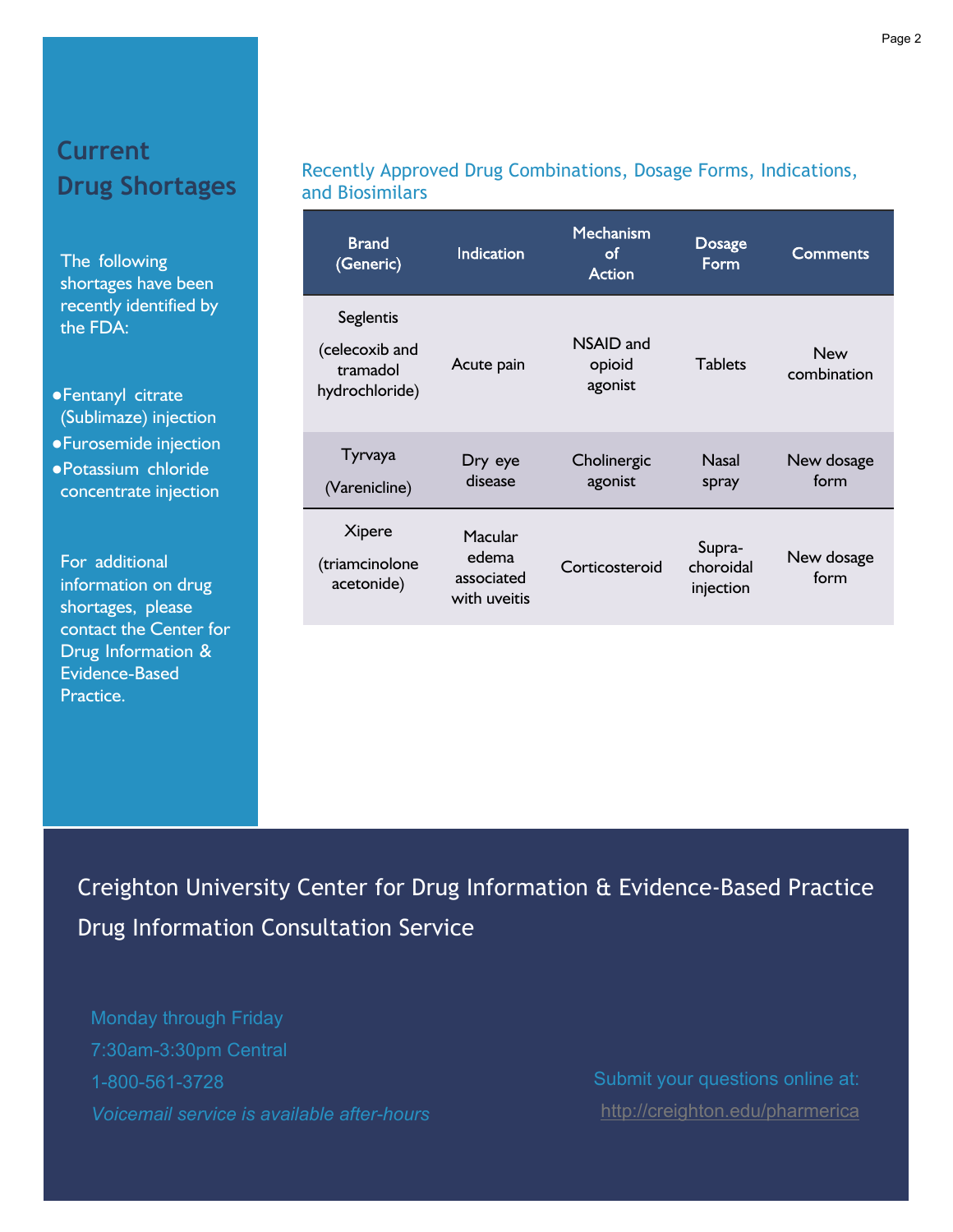## Current Drug Shortages

The following shortages have been recently identified by the FDA:

- Fentanyl citrate (Sublimaze) injection
- Furosemide injection
- Potassium chloride concentrate injection

For additional information on drug shortages, please contact the Center for Drug Information & Evidence-Based Practice.

## Recently Approved Drug Combinations, Dosage Forms, Indications, and Biosimilars

| Brand (Generic) | Indication | Mechanism of Action | Dosage Form | Comments |
|---|---|---|---|---|
| Seglentis (celecoxib and tramadol hydrochloride) | Acute pain | NSAID and opioid agonist | Tablets | New combination |
| Tyrvaya (Varenicline) | Dry eye disease | Cholinergic agonist | Nasal spray | New dosage form |
| Xipere (triamcinolone acetonide) | Macular edema associated with uveitis | Corticosteroid | Supra-choroidal injection | New dosage form |

## Creighton University Center for Drug Information & Evidence-Based Practice
## Drug Information Consultation Service

Monday through Friday
7:30am-3:30pm Central
1-800-561-3728
*Voicemail service is available after-hours*

Submit your questions online at:
http://creighton.edu/pharmerica